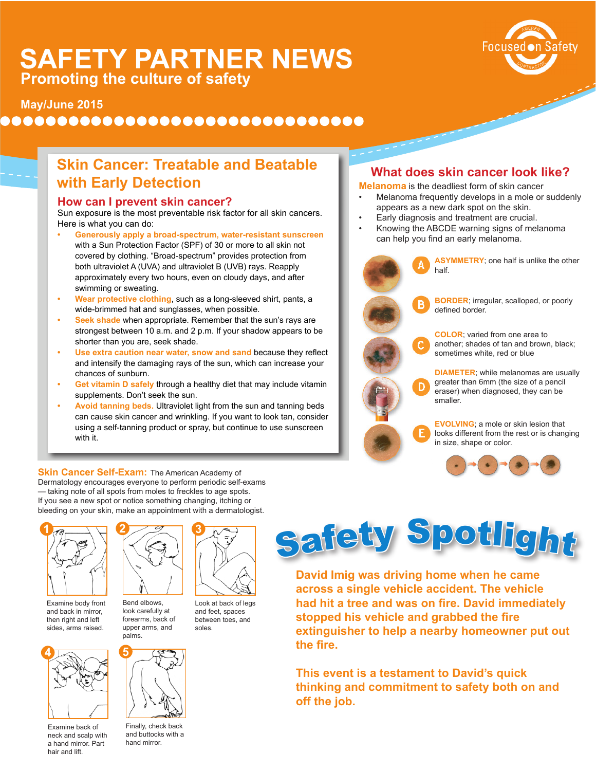# SAFETY PARTNER NEWS

## Promoting the culture of safety

May/June 2015

Focused on Safety

## Skin Cancer: Treatable and Beatable with Early Detection

### How can I prevent skin cancer?

Sun exposure is the most preventable risk factor for all skin cancers. Here is what you can do:

- **Generously apply a broad-spectrum, water-resistant sunscreen** with a Sun Protection Factor (SPF) of 30 or more to all skin not covered by clothing. "Broad-spectrum" provides protection from both ultraviolet A (UVA) and ultraviolet B (UVB) rays. Reapply approximately every two hours, even on cloudy days, and after swimming or sweating.
- **Wear protective clothing**, such as a long-sleeved shirt, pants, a wide-brimmed hat and sunglasses, when possible.
- **Seek shade** when appropriate. Remember that the sun's rays are strongest between 10 a.m. and 2 p.m. If your shadow appears to be shorter than you are, seek shade.
- **Use extra caution near water, snow and sand** because they reflect and intensify the damaging rays of the sun, which can increase your chances of sunburn.
- **Get vitamin D safely** through a healthy diet that may include vitamin supplements. Don't seek the sun.
- **Avoid tanning beds.** Ultraviolet light from the sun and tanning beds can cause skin cancer and wrinkling. If you want to look tan, consider using a self-tanning product or spray, but continue to use sunscreen with it.

## What does skin cancer look like?

**Melanoma** is the deadliest form of skin cancer

- Melanoma frequently develops in a mole or suddenly appears as a new dark spot on the skin.
- Early diagnosis and treatment are crucial.
- Knowing the ABCDE warning signs of melanoma can help you find an early melanoma.

**A** – **ASYMMETRY**; one half is unlike the other half.

**B** – **BORDER**; irregular, scalloped, or poorly defined border.

**C** – **COLOR**; varied from one area to another; shades of tan and brown, black; sometimes white, red or blue

**D** – **DIAMETER**; while melanomas are usually greater than 6mm (the size of a pencil eraser) when diagnosed, they can be smaller.

**E** – **EVOLVING**; a mole or skin lesion that looks different from the rest or is changing in size, shape or color.

**Skin Cancer Self-Exam:** The American Academy of Dermatology encourages everyone to perform periodic self-exams — taking note of all spots from moles to freckles to age spots. If you see a new spot or notice something changing, itching or bleeding on your skin, make an appointment with a dermatologist.

1. Examine body front and back in mirror, then right and left sides, arms raised.
2. Bend elbows, look carefully at forearms, back of upper arms, and palms.
3. Look at back of legs and feet, spaces between toes, and soles.
4. Examine back of neck and scalp with a hand mirror. Part hair and lift.
5. Finally, check back and buttocks with a hand mirror.

## Safety Spotlight

**David Imig was driving home when he came across a single vehicle accident. The vehicle had hit a tree and was on fire. David immediately stopped his vehicle and grabbed the fire extinguisher to help a nearby homeowner put out the fire.**

**This event is a testament to David's quick thinking and commitment to safety both on and off the job.**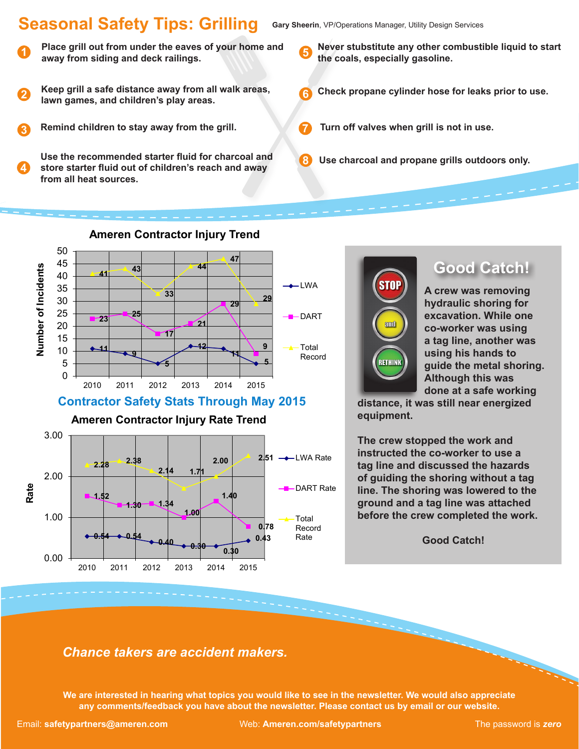# Seasonal Safety Tips: Grilling

**Gary Sheerin**, VP/Operations Manager, Utility Design Services

1. **Place grill out from under the eaves of your home and away from siding and deck railings.**
2. **Keep grill a safe distance away from all walk areas, lawn games, and children's play areas.**
3. **Remind children to stay away from the grill.**
4. **Use the recommended starter fluid for charcoal and store starter fluid out of children's reach and away from all heat sources.**
5. **Never stubstitute any other combustible liquid to start the coals, especially gasoline.**
6. **Check propane cylinder hose for leaks prior to use.**
7. **Turn off valves when grill is not in use.**
8. **Use charcoal and propane grills outdoors only.**

## Contractor Safety Stats Through May 2015

### Ameren Contractor Injury Trend

Number of Incidents
50, 45, 40, 35, 30, 25, 20, 15, 10, 5, 0
2010, 2011, 2012, 2013, 2014, 2015
LWA: 11, 9, 5, 12, 11, 5
DART: 23, 25, 17, 21, 29, 9
Total Record: 41, 43, 33, 44, 47, 29

### Ameren Contractor Injury Rate Trend

Rate
3.00, 2.00, 1.00, 0.00
2010, 2011, 2012, 2013, 2014, 2015
LWA Rate: 0.54, 0.54, 0.40, 0.30, 0.30, 0.43
DART Rate: 1.52, 1.30, 1.34, 1.00, 1.40, 0.78
Total Record Rate: 2.28, 2.38, 2.14, 1.71, 2.00, 2.51

## Good Catch!

STOP and RETHINK

A crew was removing hydraulic shoring for excavation. While one co-worker was using a tag line, another was using his hands to guide the metal shoring. Although this was done at a safe working distance, it was still near energized equipment.

The crew stopped the work and instructed the co-worker to use a tag line and discussed the hazards of guiding the shoring without a tag line. The shoring was lowered to the ground and a tag line was attached before the crew completed the work.

Good Catch!

***Chance takers are accident makers.***

**We are interested in hearing what topics you would like to see in the newsletter. We would also appreciate any comments/feedback you have about the newsletter. Please contact us by email or our website.**

Email: **safetypartners@ameren.com** Web: **Ameren.com/safetypartners** The password is ***zero***